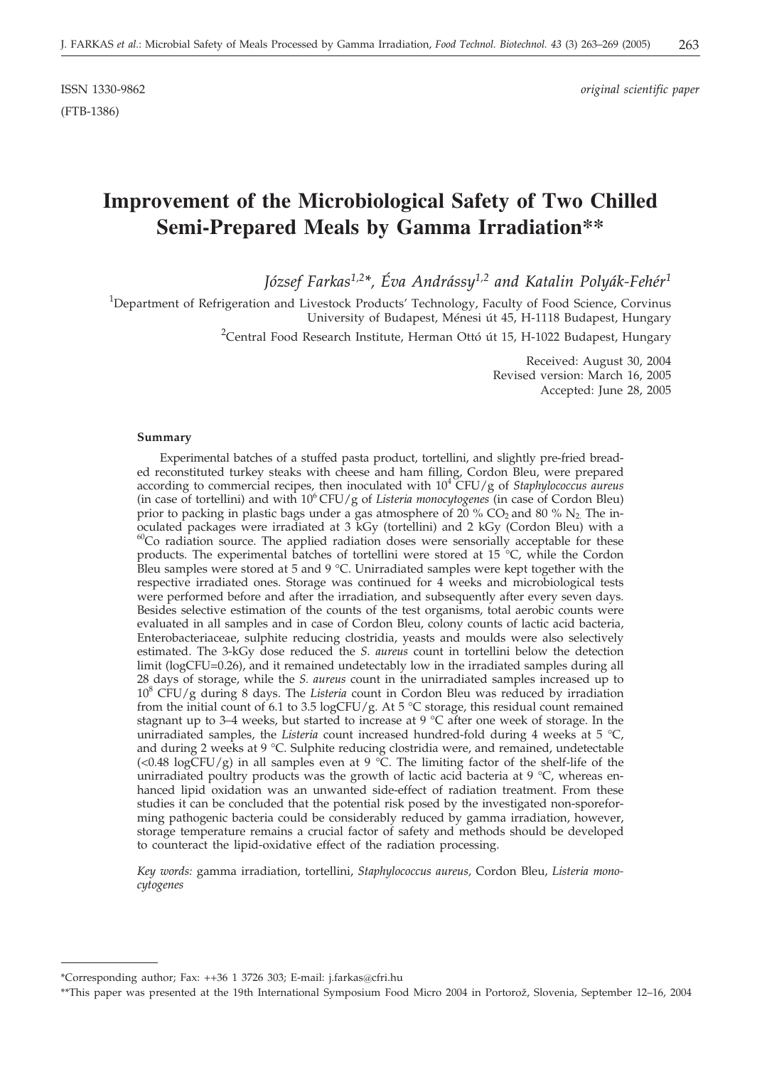ISSN 1330-9862 *original scientific paper*

(FTB-1386)

# Improvement of the Microbiological Safety of Two Chilled Semi-Prepared Meals by Gamma Irradiation**

*József Farkas[1,2]*, Éva Andrássy[1,2] and Katalin Polyák-Fehér[1]*

[1]Department of Refrigeration and Livestock Products' Technology, Faculty of Food Science, Corvinus University of Budapest, Ménesi út 45, H-1118 Budapest, Hungary

[2]Central Food Research Institute, Herman Ottó út 15, H-1022 Budapest, Hungary

Received: August 30, 2004
Revised version: March 16, 2005
Accepted: June 28, 2005

#### Summary

Experimental batches of a stuffed pasta product, tortellini, and slightly pre-fried breaded reconstituted turkey steaks with cheese and ham filling, Cordon Bleu, were prepared according to commercial recipes, then inoculated with $10^4$ CFU/g of *Staphylococcus aureus* (in case of tortellini) and with $10^6$ CFU/g of *Listeria monocytogenes* (in case of Cordon Bleu) prior to packing in plastic bags under a gas atmosphere of 20 % $CO_2$ and 80 % $N_2$. The inoculated packages were irradiated at 3 kGy (tortellini) and 2 kGy (Cordon Bleu) with a $^{60}$Co radiation source. The applied radiation doses were sensorially acceptable for these products. The experimental batches of tortellini were stored at 15 °C, while the Cordon Bleu samples were stored at 5 and 9 °C. Unirradiated samples were kept together with the respective irradiated ones. Storage was continued for 4 weeks and microbiological tests were performed before and after the irradiation, and subsequently after every seven days. Besides selective estimation of the counts of the test organisms, total aerobic counts were evaluated in all samples and in case of Cordon Bleu, colony counts of lactic acid bacteria, Enterobacteriaceae, sulphite reducing clostridia, yeasts and moulds were also selectively estimated. The 3-kGy dose reduced the *S. aureus* count in tortellini below the detection limit (logCFU=0.26), and it remained undetectably low in the irradiated samples during all 28 days of storage, while the *S. aureus* count in the unirradiated samples increased up to $10^8$ CFU/g during 8 days. The *Listeria* count in Cordon Bleu was reduced by irradiation from the initial count of 6.1 to 3.5 logCFU/g. At 5 °C storage, this residual count remained stagnant up to 3–4 weeks, but started to increase at 9 °C after one week of storage. In the unirradiated samples, the *Listeria* count increased hundred-fold during 4 weeks at 5 °C, and during 2 weeks at 9 °C. Sulphite reducing clostridia were, and remained, undetectable (<0.48 logCFU/g) in all samples even at 9 °C. The limiting factor of the shelf-life of the unirradiated poultry products was the growth of lactic acid bacteria at 9 °C, whereas enhanced lipid oxidation was an unwanted side-effect of radiation treatment. From these studies it can be concluded that the potential risk posed by the investigated non-sporeforming pathogenic bacteria could be considerably reduced by gamma irradiation, however, storage temperature remains a crucial factor of safety and methods should be developed to counteract the lipid-oxidative effect of the radiation processing.

*Key words:* gamma irradiation, tortellini, *Staphylococcus aureus*, Cordon Bleu, *Listeria monocytogenes*

---

*Corresponding author; Fax: ++36 1 3726 303; E-mail: j.farkas@cfri.hu

**This paper was presented at the 19th International Symposium Food Micro 2004 in Portorož, Slovenia, September 12–16, 2004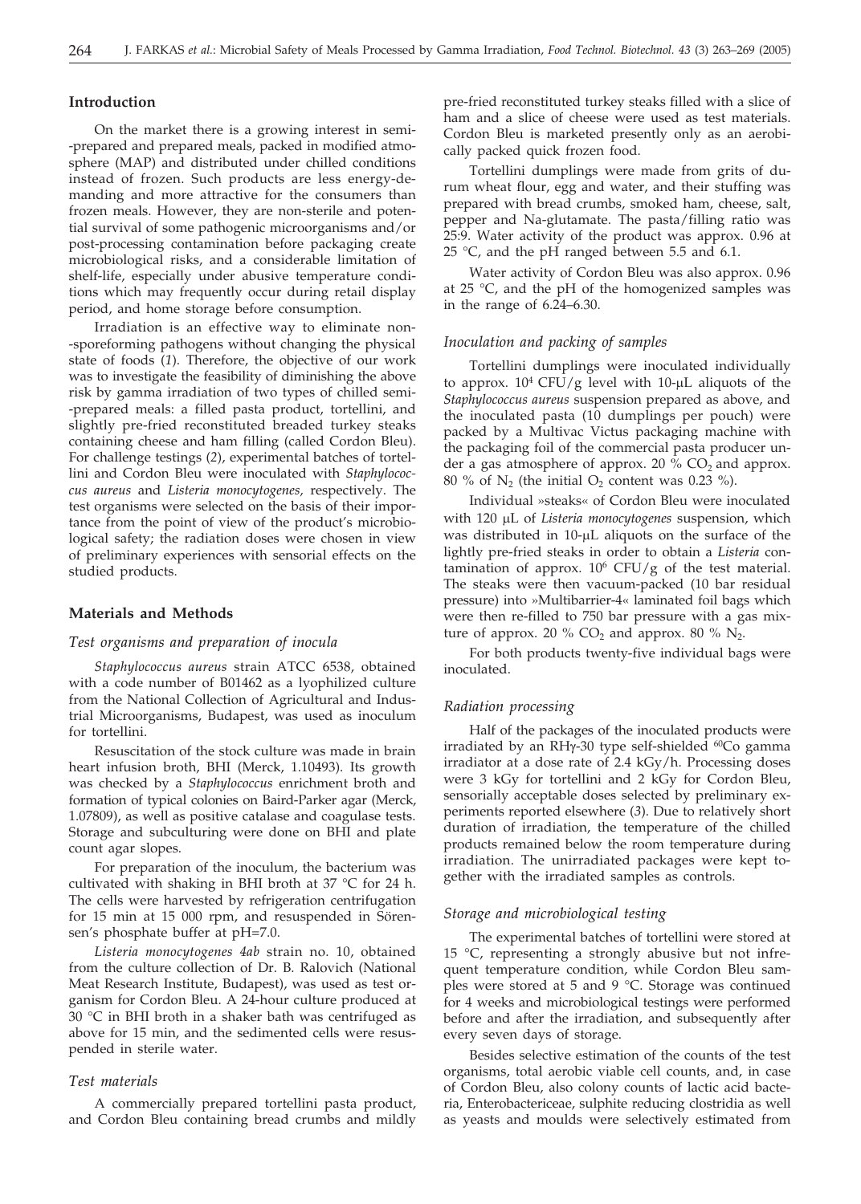## Introduction

On the market there is a growing interest in semi--prepared and prepared meals, packed in modified atmosphere (MAP) and distributed under chilled conditions instead of frozen. Such products are less energy-demanding and more attractive for the consumers than frozen meals. However, they are non-sterile and potential survival of some pathogenic microorganisms and/or post-processing contamination before packaging create microbiological risks, and a considerable limitation of shelf-life, especially under abusive temperature conditions which may frequently occur during retail display period, and home storage before consumption.

Irradiation is an effective way to eliminate non--sporeforming pathogens without changing the physical state of foods (*1*). Therefore, the objective of our work was to investigate the feasibility of diminishing the above risk by gamma irradiation of two types of chilled semi--prepared meals: a filled pasta product, tortellini, and slightly pre-fried reconstituted breaded turkey steaks containing cheese and ham filling (called Cordon Bleu). For challenge testings (*2*), experimental batches of tortellini and Cordon Bleu were inoculated with *Staphylococcus aureus* and *Listeria monocytogenes*, respectively. The test organisms were selected on the basis of their importance from the point of view of the product's microbiological safety; the radiation doses were chosen in view of preliminary experiences with sensorial effects on the studied products.

## Materials and Methods

### *Test organisms and preparation of inocula*

*Staphylococcus aureus* strain ATCC 6538, obtained with a code number of B01462 as a lyophilized culture from the National Collection of Agricultural and Industrial Microorganisms, Budapest, was used as inoculum for tortellini.

Resuscitation of the stock culture was made in brain heart infusion broth, BHI (Merck, 1.10493). Its growth was checked by a *Staphylococcus* enrichment broth and formation of typical colonies on Baird-Parker agar (Merck, 1.07809), as well as positive catalase and coagulase tests. Storage and subculturing were done on BHI and plate count agar slopes.

For preparation of the inoculum, the bacterium was cultivated with shaking in BHI broth at 37 °C for 24 h. The cells were harvested by refrigeration centrifugation for 15 min at 15 000 rpm, and resuspended in Sörensen's phosphate buffer at pH=7.0.

*Listeria monocytogenes 4ab* strain no. 10, obtained from the culture collection of Dr. B. Ralovich (National Meat Research Institute, Budapest), was used as test organism for Cordon Bleu. A 24-hour culture produced at 30 °C in BHI broth in a shaker bath was centrifuged as above for 15 min, and the sedimented cells were resuspended in sterile water.

### *Test materials*

A commercially prepared tortellini pasta product, and Cordon Bleu containing bread crumbs and mildly pre-fried reconstituted turkey steaks filled with a slice of ham and a slice of cheese were used as test materials. Cordon Bleu is marketed presently only as an aerobically packed quick frozen food.

Tortellini dumplings were made from grits of durum wheat flour, egg and water, and their stuffing was prepared with bread crumbs, smoked ham, cheese, salt, pepper and Na-glutamate. The pasta/filling ratio was 25:9. Water activity of the product was approx. 0.96 at 25 °C, and the pH ranged between 5.5 and 6.1.

Water activity of Cordon Bleu was also approx. 0.96 at 25 °C, and the pH of the homogenized samples was in the range of 6.24–6.30.

### *Inoculation and packing of samples*

Tortellini dumplings were inoculated individually to approx. $10^4$ CFU/g level with 10-μL aliquots of the *Staphylococcus aureus* suspension prepared as above, and the inoculated pasta (10 dumplings per pouch) were packed by a Multivac Victus packaging machine with the packaging foil of the commercial pasta producer under a gas atmosphere of approx. 20 % $CO_2$ and approx. 80 % of $N_2$ (the initial $O_2$ content was 0.23 %).

Individual »steaks« of Cordon Bleu were inoculated with 120 μL of *Listeria monocytogenes* suspension, which was distributed in 10-μL aliquots on the surface of the lightly pre-fried steaks in order to obtain a *Listeria* contamination of approx. $10^6$ CFU/g of the test material. The steaks were then vacuum-packed (10 bar residual pressure) into »Multibarrier-4« laminated foil bags which were then re-filled to 750 bar pressure with a gas mixture of approx. 20 % $CO_2$ and approx. 80 % $N_2$.

For both products twenty-five individual bags were inoculated.

### *Radiation processing*

Half of the packages of the inoculated products were irradiated by an RHγ-30 type self-shielded $^{60}$Co gamma irradiator at a dose rate of 2.4 kGy/h. Processing doses were 3 kGy for tortellini and 2 kGy for Cordon Bleu, sensorially acceptable doses selected by preliminary experiments reported elsewhere (*3*). Due to relatively short duration of irradiation, the temperature of the chilled products remained below the room temperature during irradiation. The unirradiated packages were kept together with the irradiated samples as controls.

### *Storage and microbiological testing*

The experimental batches of tortellini were stored at 15 °C, representing a strongly abusive but not infrequent temperature condition, while Cordon Bleu samples were stored at 5 and 9 °C. Storage was continued for 4 weeks and microbiological testings were performed before and after the irradiation, and subsequently after every seven days of storage.

Besides selective estimation of the counts of the test organisms, total aerobic viable cell counts, and, in case of Cordon Bleu, also colony counts of lactic acid bacteria, Enterobactericeae, sulphite reducing clostridia as well as yeasts and moulds were selectively estimated from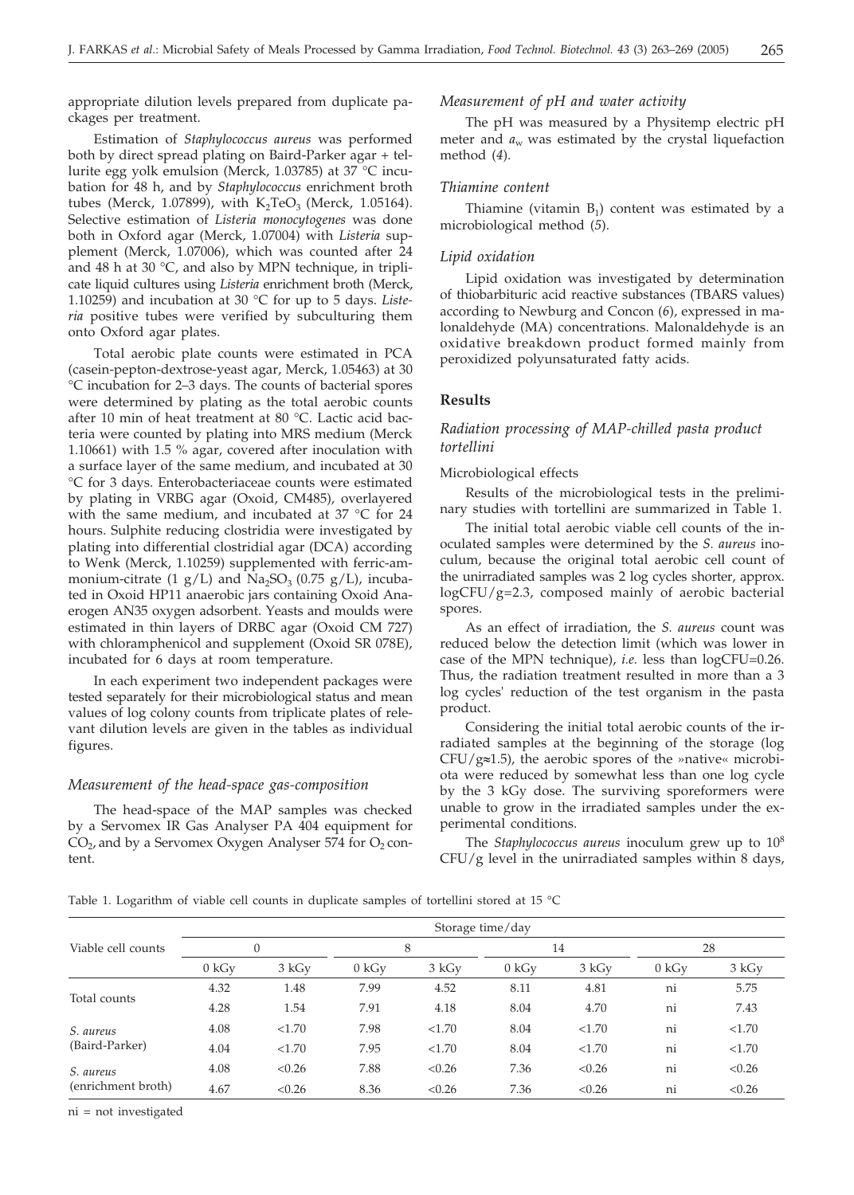appropriate dilution levels prepared from duplicate packages per treatment.

Estimation of *Staphylococcus aureus* was performed both by direct spread plating on Baird-Parker agar + tellurite egg yolk emulsion (Merck, 1.03785) at 37 °C incubation for 48 h, and by *Staphylococcus* enrichment broth tubes (Merck, 1.07899), with $K_2TeO_3$ (Merck, 1.05164). Selective estimation of *Listeria monocytogenes* was done both in Oxford agar (Merck, 1.07004) with *Listeria* supplement (Merck, 1.07006), which was counted after 24 and 48 h at 30 °C, and also by MPN technique, in triplicate liquid cultures using *Listeria* enrichment broth (Merck, 1.10259) and incubation at 30 °C for up to 5 days. *Listeria* positive tubes were verified by subculturing them onto Oxford agar plates.

Total aerobic plate counts were estimated in PCA (casein-pepton-dextrose-yeast agar, Merck, 1.05463) at 30 °C incubation for 2–3 days. The counts of bacterial spores were determined by plating as the total aerobic counts after 10 min of heat treatment at 80 °C. Lactic acid bacteria were counted by plating into MRS medium (Merck 1.10661) with 1.5 % agar, covered after inoculation with a surface layer of the same medium, and incubated at 30 °C for 3 days. Enterobacteriaceae counts were estimated by plating in VRBG agar (Oxoid, CM485), overlayered with the same medium, and incubated at 37 °C for 24 hours. Sulphite reducing clostridia were investigated by plating into differential clostridial agar (DCA) according to Wenk (Merck, 1.10259) supplemented with ferric-ammonium-citrate (1 g/L) and $Na_2SO_3$ (0.75 g/L), incubated in Oxoid HP11 anaerobic jars containing Oxoid Anaerogen AN35 oxygen adsorbent. Yeasts and moulds were estimated in thin layers of DRBC agar (Oxoid CM 727) with chloramphenicol and supplement (Oxoid SR 078E), incubated for 6 days at room temperature.

In each experiment two independent packages were tested separately for their microbiological status and mean values of log colony counts from triplicate plates of relevant dilution levels are given in the tables as individual figures.

### *Measurement of the head-space gas-composition*

The head-space of the MAP samples was checked by a Servomex IR Gas Analyser PA 404 equipment for $CO_2$, and by a Servomex Oxygen Analyser 574 for $O_2$ content.

### *Measurement of pH and water activity*

The pH was measured by a Physitemp electric pH meter and $a_w$ was estimated by the crystal liquefaction method (*4*).

### *Thiamine content*

Thiamine (vitamin $B_1$) content was estimated by a microbiological method (*5*).

### *Lipid oxidation*

Lipid oxidation was investigated by determination of thiobarbituric acid reactive substances (TBARS values) according to Newburg and Concon (*6*), expressed in malonaldehyde (MA) concentrations. Malonaldehyde is an oxidative breakdown product formed mainly from peroxidized polyunsaturated fatty acids.

## Results

### *Radiation processing of MAP-chilled pasta product tortellini*

#### Microbiological effects

Results of the microbiological tests in the preliminary studies with tortellini are summarized in Table 1.

The initial total aerobic viable cell counts of the inoculated samples were determined by the *S. aureus* inoculum, because the original total aerobic cell count of the unirradiated samples was 2 log cycles shorter, approx. logCFU/g=2.3, composed mainly of aerobic bacterial spores.

As an effect of irradiation, the *S. aureus* count was reduced below the detection limit (which was lower in case of the MPN technique), *i.e.* less than logCFU=0.26. Thus, the radiation treatment resulted in more than a 3 log cycles' reduction of the test organism in the pasta product.

Considering the initial total aerobic counts of the irradiated samples at the beginning of the storage (log CFU/g≈1.5), the aerobic spores of the »native« microbiota were reduced by somewhat less than one log cycle by the 3 kGy dose. The surviving sporeformers were unable to grow in the irradiated samples under the experimental conditions.

The *Staphylococcus aureus* inoculum grew up to $10^8$ CFU/g level in the unirradiated samples within 8 days,

Table 1. Logarithm of viable cell counts in duplicate samples of tortellini stored at 15 °C

| Viable cell counts | Storage time/day | | | | | | | |
|---|---|---|---|---|---|---|---|---|
| | 0 | | 8 | | 14 | | 28 | |
| | 0 kGy | 3 kGy | 0 kGy | 3 kGy | 0 kGy | 3 kGy | 0 kGy | 3 kGy |
| Total counts | 4.32 | 1.48 | 7.99 | 4.52 | 8.11 | 4.81 | ni | 5.75 |
| | 4.28 | 1.54 | 7.91 | 4.18 | 8.04 | 4.70 | ni | 7.43 |
| *S. aureus* (Baird-Parker) | 4.08 | <1.70 | 7.98 | <1.70 | 8.04 | <1.70 | ni | <1.70 |
| | 4.04 | <1.70 | 7.95 | <1.70 | 8.04 | <1.70 | ni | <1.70 |
| *S. aureus* (enrichment broth) | 4.08 | <0.26 | 7.88 | <0.26 | 7.36 | <0.26 | ni | <0.26 |
| | 4.67 | <0.26 | 8.36 | <0.26 | 7.36 | <0.26 | ni | <0.26 |

ni = not investigated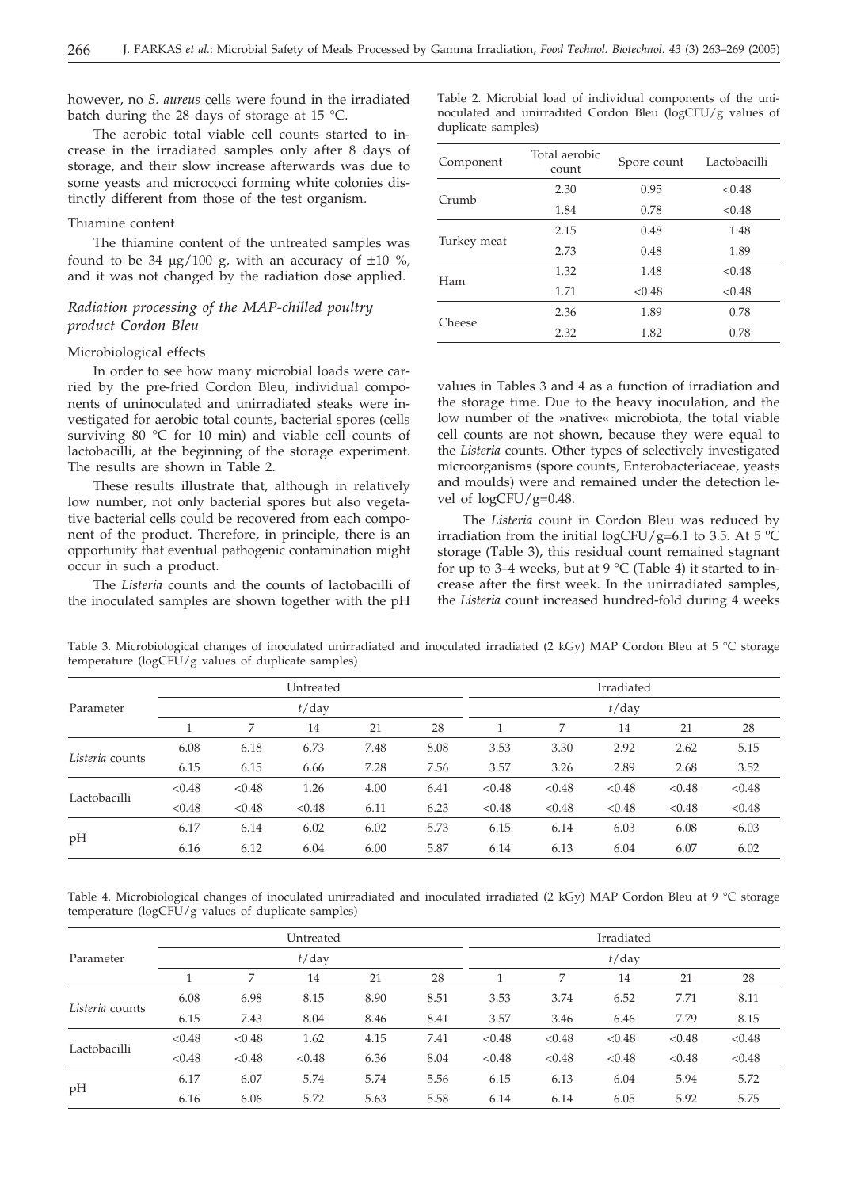however, no *S. aureus* cells were found in the irradiated batch during the 28 days of storage at 15 °C.

The aerobic total viable cell counts started to increase in the irradiated samples only after 8 days of storage, and their slow increase afterwards was due to some yeasts and micrococci forming white colonies distinctly different from those of the test organism.

### Thiamine content

The thiamine content of the untreated samples was found to be 34 μg/100 g, with an accuracy of ±10 %, and it was not changed by the radiation dose applied.

## *Radiation processing of the MAP-chilled poultry product Cordon Bleu*

### Microbiological effects

In order to see how many microbial loads were carried by the pre-fried Cordon Bleu, individual components of uninoculated and unirradiated steaks were investigated for aerobic total counts, bacterial spores (cells surviving 80 °C for 10 min) and viable cell counts of lactobacilli, at the beginning of the storage experiment. The results are shown in Table 2.

These results illustrate that, although in relatively low number, not only bacterial spores but also vegetative bacterial cells could be recovered from each component of the product. Therefore, in principle, there is an opportunity that eventual pathogenic contamination might occur in such a product.

The *Listeria* counts and the counts of lactobacilli of the inoculated samples are shown together with the pH values in Tables 3 and 4 as a function of irradiation and the storage time. Due to the heavy inoculation, and the low number of the »native« microbiota, the total viable cell counts are not shown, because they were equal to the *Listeria* counts. Other types of selectively investigated microorganisms (spore counts, Enterobacteriaceae, yeasts and moulds) were and remained under the detection level of logCFU/g=0.48.

The *Listeria* count in Cordon Bleu was reduced by irradiation from the initial logCFU/g=6.1 to 3.5. At 5 °C storage (Table 3), this residual count remained stagnant for up to 3–4 weeks, but at 9 °C (Table 4) it started to increase after the first week. In the unirradiated samples, the *Listeria* count increased hundred-fold during 4 weeks

Table 2. Microbial load of individual components of the uninoculated and unirradited Cordon Bleu (logCFU/g values of duplicate samples)

| Component | Total aerobic count | Spore count | Lactobacilli |
|---|---|---|---|
| Crumb | 2.30 | 0.95 | <0.48 |
| | 1.84 | 0.78 | <0.48 |
| Turkey meat | 2.15 | 0.48 | 1.48 |
| | 2.73 | 0.48 | 1.89 |
| Ham | 1.32 | 1.48 | <0.48 |
| | 1.71 | <0.48 | <0.48 |
| Cheese | 2.36 | 1.89 | 0.78 |
| | 2.32 | 1.82 | 0.78 |

Table 3. Microbiological changes of inoculated unirradiated and inoculated irradiated (2 kGy) MAP Cordon Bleu at 5 °C storage temperature (logCFU/g values of duplicate samples)

| Parameter | Untreated | | | | | Irradiated | | | | |
|---|---|---|---|---|---|---|---|---|---|---|
| | *t*/day | | | | | *t*/day | | | | |
| | 1 | 7 | 14 | 21 | 28 | 1 | 7 | 14 | 21 | 28 |
| *Listeria* counts | 6.08 | 6.18 | 6.73 | 7.48 | 8.08 | 3.53 | 3.30 | 2.92 | 2.62 | 5.15 |
| | 6.15 | 6.15 | 6.66 | 7.28 | 7.56 | 3.57 | 3.26 | 2.89 | 2.68 | 3.52 |
| Lactobacilli | <0.48 | <0.48 | 1.26 | 4.00 | 6.41 | <0.48 | <0.48 | <0.48 | <0.48 | <0.48 |
| | <0.48 | <0.48 | <0.48 | 6.11 | 6.23 | <0.48 | <0.48 | <0.48 | <0.48 | <0.48 |
| pH | 6.17 | 6.14 | 6.02 | 6.02 | 5.73 | 6.15 | 6.14 | 6.03 | 6.08 | 6.03 |
| | 6.16 | 6.12 | 6.04 | 6.00 | 5.87 | 6.14 | 6.13 | 6.04 | 6.07 | 6.02 |

Table 4. Microbiological changes of inoculated unirradiated and inoculated irradiated (2 kGy) MAP Cordon Bleu at 9 °C storage temperature (logCFU/g values of duplicate samples)

| Parameter | Untreated | | | | | Irradiated | | | | |
|---|---|---|---|---|---|---|---|---|---|---|
| | *t*/day | | | | | *t*/day | | | | |
| | 1 | 7 | 14 | 21 | 28 | 1 | 7 | 14 | 21 | 28 |
| *Listeria* counts | 6.08 | 6.98 | 8.15 | 8.90 | 8.51 | 3.53 | 3.74 | 6.52 | 7.71 | 8.11 |
| | 6.15 | 7.43 | 8.04 | 8.46 | 8.41 | 3.57 | 3.46 | 6.46 | 7.79 | 8.15 |
| Lactobacilli | <0.48 | <0.48 | 1.62 | 4.15 | 7.41 | <0.48 | <0.48 | <0.48 | <0.48 | <0.48 |
| | <0.48 | <0.48 | <0.48 | 6.36 | 8.04 | <0.48 | <0.48 | <0.48 | <0.48 | <0.48 |
| pH | 6.17 | 6.07 | 5.74 | 5.74 | 5.56 | 6.15 | 6.13 | 6.04 | 5.94 | 5.72 |
| | 6.16 | 6.06 | 5.72 | 5.63 | 5.58 | 6.14 | 6.14 | 6.05 | 5.92 | 5.75 |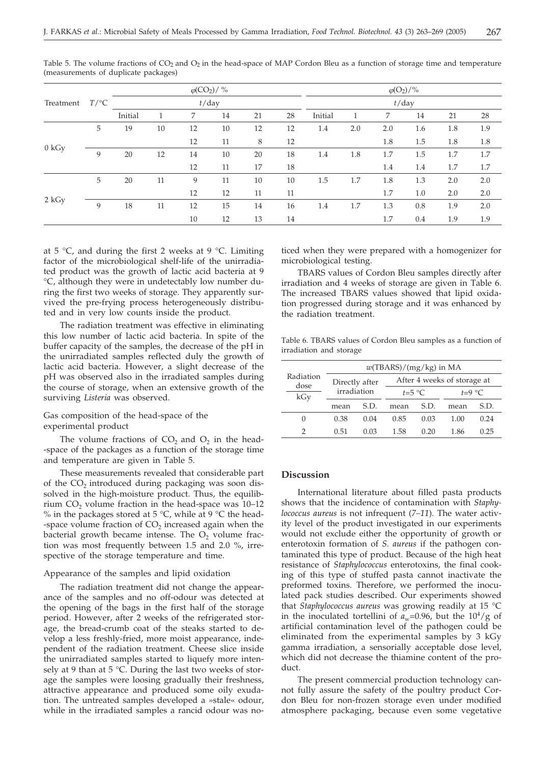Table 5. The volume fractions of $CO_2$ and $O_2$ in the head-space of MAP Cordon Bleu as a function of storage time and temperature (measurements of duplicate packages)

| Treatment | $T$/°C | $\varphi(CO_2)$/ % | | | | | | $\varphi(O_2)$/% | | | | | |
|---|---|---|---|---|---|---|---|---|---|---|---|---|---|
| | | $t$/day | | | | | | $t$/day | | | | | |
| | | Initial | 1 | 7 | 14 | 21 | 28 | Initial | 1 | 7 | 14 | 21 | 28 |
| 0 kGy | 5 | 19 | 10 | 12 | 10 | 12 | 12 | 1.4 | 2.0 | 2.0 | 1.6 | 1.8 | 1.9 |
| | | | | 12 | 11 | 8 | 12 | | | 1.8 | 1.5 | 1.8 | 1.8 |
| | 9 | 20 | 12 | 14 | 10 | 20 | 18 | 1.4 | 1.8 | 1.7 | 1.5 | 1.7 | 1.7 |
| | | | | 12 | 11 | 17 | 18 | | | 1.4 | 1.4 | 1.7 | 1.7 |
| 2 kGy | 5 | 20 | 11 | 9 | 11 | 10 | 10 | 1.5 | 1.7 | 1.8 | 1.3 | 2.0 | 2.0 |
| | | | | 12 | 12 | 11 | 11 | | | 1.7 | 1.0 | 2.0 | 2.0 |
| | 9 | 18 | 11 | 12 | 15 | 14 | 16 | 1.4 | 1.7 | 1.3 | 0.8 | 1.9 | 2.0 |
| | | | | 10 | 12 | 13 | 14 | | | 1.7 | 0.4 | 1.9 | 1.9 |

at 5 °C, and during the first 2 weeks at 9 °C. Limiting factor of the microbiological shelf-life of the unirradiated product was the growth of lactic acid bacteria at 9 °C, although they were in undetectably low number during the first two weeks of storage. They apparently survived the pre-frying process heterogeneously distributed and in very low counts inside the product.

The radiation treatment was effective in eliminating this low number of lactic acid bacteria. In spite of the buffer capacity of the samples, the decrease of the pH in the unirradiated samples reflected duly the growth of lactic acid bacteria. However, a slight decrease of the pH was observed also in the irradiated samples during the course of storage, when an extensive growth of the surviving *Listeria* was observed.

### Gas composition of the head-space of the experimental product

The volume fractions of $CO_2$ and $O_2$ in the head-space of the packages as a function of the storage time and temperature are given in Table 5.

These measurements revealed that considerable part of the $CO_2$ introduced during packaging was soon dissolved in the high-moisture product. Thus, the equilibrium $CO_2$ volume fraction in the head-space was 10–12 % in the packages stored at 5 °C, while at 9 °C the head-space volume fraction of $CO_2$ increased again when the bacterial growth became intense. The $O_2$ volume fraction was most frequently between 1.5 and 2.0 %, irrespective of the storage temperature and time.

### Appearance of the samples and lipid oxidation

The radiation treatment did not change the appearance of the samples and no off-odour was detected at the opening of the bags in the first half of the storage period. However, after 2 weeks of the refrigerated storage, the bread-crumb coat of the steaks started to develop a less freshly-fried, more moist appearance, independent of the radiation treatment. Cheese slice inside the unirradiated samples started to liquefy more intensely at 9 than at 5 °C. During the last two weeks of storage the samples were loosing gradually their freshness, attractive appearance and produced some oily exudation. The untreated samples developed a »stale« odour, while in the irradiated samples a rancid odour was noticed when they were prepared with a homogenizer for microbiological testing.

TBARS values of Cordon Bleu samples directly after irradiation and 4 weeks of storage are given in Table 6. The increased TBARS values showed that lipid oxidation progressed during storage and it was enhanced by the radiation treatment.

Table 6. TBARS values of Cordon Bleu samples as a function of irradiation and storage

| Radiation dose kGy | $w$(TBARS)/(mg/kg) in MA | | | | | |
|---|---|---|---|---|---|---|
| | Directly after irradiation | | After 4 weeks of storage at | | | |
| | | | $t$=5 °C | | $t$=9 °C | |
| | mean | S.D. | mean | S.D. | mean | S.D. |
| 0 | 0.38 | 0.04 | 0.85 | 0.03 | 1.00 | 0.24 |
| 2 | 0.51 | 0.03 | 1.58 | 0.20 | 1.86 | 0.25 |

## Discussion

International literature about filled pasta products shows that the incidence of contamination with *Staphylococcus aureus* is not infrequent (*7–11*). The water activity level of the product investigated in our experiments would not exclude either the opportunity of growth or enterotoxin formation of *S. aureus* if the pathogen contaminated this type of product. Because of the high heat resistance of *Staphylococcus* enterotoxins, the final cooking of this type of stuffed pasta cannot inactivate the preformed toxins. Therefore, we performed the inoculated pack studies described. Our experiments showed that *Staphylococcus aureus* was growing readily at 15 °C in the inoculated tortellini of $a_w$=0.96, but the $10^4$/g of artificial contamination level of the pathogen could be eliminated from the experimental samples by 3 kGy gamma irradiation, a sensorially acceptable dose level, which did not decrease the thiamine content of the product.

The present commercial production technology cannot fully assure the safety of the poultry product Cordon Bleu for non-frozen storage even under modified atmosphere packaging, because even some vegetative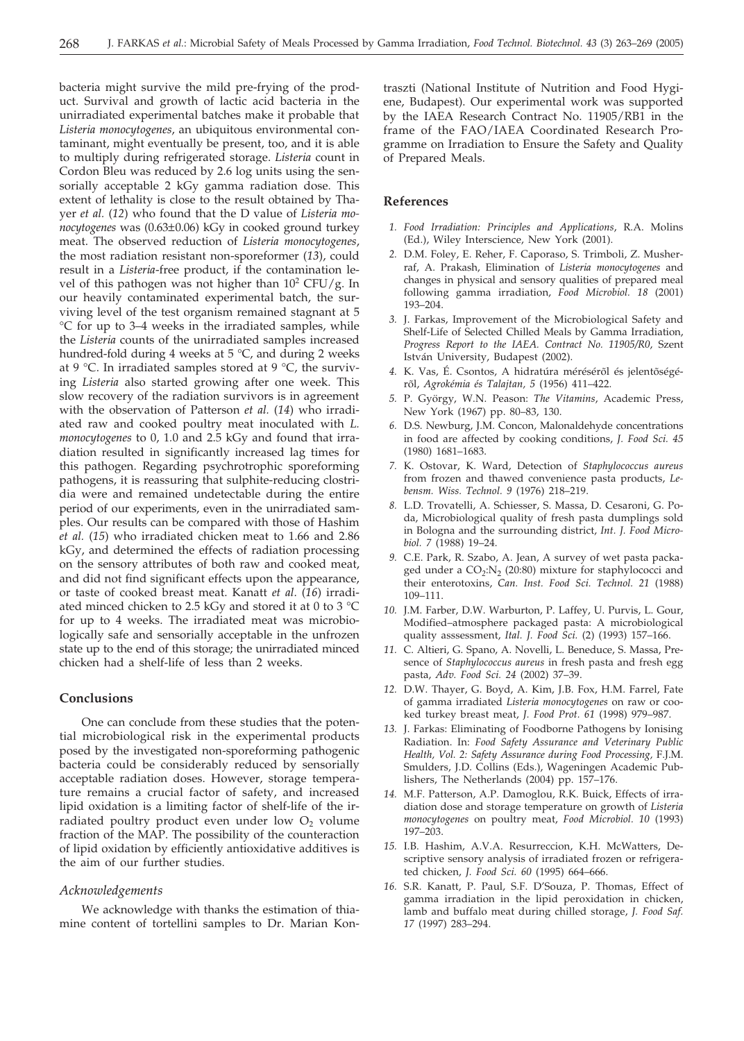bacteria might survive the mild pre-frying of the product. Survival and growth of lactic acid bacteria in the unirradiated experimental batches make it probable that *Listeria monocytogenes*, an ubiquitous environmental contaminant, might eventually be present, too, and it is able to multiply during refrigerated storage. *Listeria* count in Cordon Bleu was reduced by 2.6 log units using the sensorially acceptable 2 kGy gamma radiation dose. This extent of lethality is close to the result obtained by Thayer *et al.* (*12*) who found that the D value of *Listeria monocytogenes* was (0.63±0.06) kGy in cooked ground turkey meat. The observed reduction of *Listeria monocytogenes*, the most radiation resistant non-sporeformer (*13*), could result in a *Listeria*-free product, if the contamination level of this pathogen was not higher than $10^2$ CFU/g. In our heavily contaminated experimental batch, the surviving level of the test organism remained stagnant at 5 °C for up to 3–4 weeks in the irradiated samples, while the *Listeria* counts of the unirradiated samples increased hundred-fold during 4 weeks at 5 °C, and during 2 weeks at 9 °C. In irradiated samples stored at 9 °C, the surviving *Listeria* also started growing after one week. This slow recovery of the radiation survivors is in agreement with the observation of Patterson *et al.* (*14*) who irradiated raw and cooked poultry meat inoculated with *L. monocytogenes* to 0, 1.0 and 2.5 kGy and found that irradiation resulted in significantly increased lag times for this pathogen. Regarding psychrotrophic sporeforming pathogens, it is reassuring that sulphite-reducing clostridia were and remained undetectable during the entire period of our experiments, even in the unirradiated samples. Our results can be compared with those of Hashim *et al.* (*15*) who irradiated chicken meat to 1.66 and 2.86 kGy, and determined the effects of radiation processing on the sensory attributes of both raw and cooked meat, and did not find significant effects upon the appearance, or taste of cooked breast meat. Kanatt *et al*. (*16*) irradiated minced chicken to 2.5 kGy and stored it at 0 to 3 °C for up to 4 weeks. The irradiated meat was microbiologically safe and sensorially acceptable in the unfrozen state up to the end of this storage; the unirradiated minced chicken had a shelf-life of less than 2 weeks.

## Conclusions

One can conclude from these studies that the potential microbiological risk in the experimental products posed by the investigated non-sporeforming pathogenic bacteria could be considerably reduced by sensorially acceptable radiation doses. However, storage temperature remains a crucial factor of safety, and increased lipid oxidation is a limiting factor of shelf-life of the irradiated poultry product even under low $O_2$ volume fraction of the MAP. The possibility of the counteraction of lipid oxidation by efficiently antioxidative additives is the aim of our further studies.

### *Acknowledgements*

We acknowledge with thanks the estimation of thiamine content of tortellini samples to Dr. Marian Kontraszti (National Institute of Nutrition and Food Hygiene, Budapest). Our experimental work was supported by the IAEA Research Contract No. 11905/RB1 in the frame of the FAO/IAEA Coordinated Research Programme on Irradiation to Ensure the Safety and Quality of Prepared Meals.

## References

1. *Food Irradiation: Principles and Applications*, R.A. Molins (Ed.), Wiley Interscience, New York (2001).
2. D.M. Foley, E. Reher, F. Caporaso, S. Trimboli, Z. Musherraf, A. Prakash, Elimination of *Listeria monocytogenes* and changes in physical and sensory qualities of prepared meal following gamma irradiation, *Food Microbiol. 18* (2001) 193–204.
3. J. Farkas, Improvement of the Microbiological Safety and Shelf-Life of Selected Chilled Meals by Gamma Irradiation, *Progress Report to the IAEA. Contract No. 11905/R0*, Szent István University, Budapest (2002).
4. K. Vas, É. Csontos, A hidratúra méréséről és jelentőségéről, *Agrokémia és Talajtan, 5* (1956) 411–422.
5. P. György, W.N. Peason: *The Vitamins*, Academic Press, New York (1967) pp. 80–83, 130.
6. D.S. Newburg, J.M. Concon, Malonaldehyde concentrations in food are affected by cooking conditions, *J. Food Sci. 45* (1980) 1681–1683.
7. K. Ostovar, K. Ward, Detection of *Staphylococcus aureus* from frozen and thawed convenience pasta products, *Lebensm. Wiss. Technol. 9* (1976) 218–219.
8. L.D. Trovatelli, A. Schiesser, S. Massa, D. Cesaroni, G. Poda, Microbiological quality of fresh pasta dumplings sold in Bologna and the surrounding district, *Int. J. Food Microbiol. 7* (1988) 19–24.
9. C.E. Park, R. Szabo, A. Jean, A survey of wet pasta packaged under a $CO_2$:$N_2$ (20:80) mixture for staphylococci and their enterotoxins, *Can. Inst. Food Sci. Technol. 21* (1988) 109–111.
10. J.M. Farber, D.W. Warburton, P. Laffey, U. Purvis, L. Gour, Modified–atmosphere packaged pasta: A microbiological quality asssessment, *Ital. J. Food Sci.* (2) (1993) 157–166.
11. C. Altieri, G. Spano, A. Novelli, L. Beneduce, S. Massa, Presence of *Staphylococcus aureus* in fresh pasta and fresh egg pasta, *Adv. Food Sci. 24* (2002) 37–39.
12. D.W. Thayer, G. Boyd, A. Kim, J.B. Fox, H.M. Farrel, Fate of gamma irradiated *Listeria monocytogenes* on raw or cooked turkey breast meat, *J. Food Prot. 61* (1998) 979–987.
13. J. Farkas: Eliminating of Foodborne Pathogens by Ionising Radiation. In: *Food Safety Assurance and Veterinary Public Health, Vol. 2: Safety Assurance during Food Processing*, F.J.M. Smulders, J.D. Collins (Eds.), Wageningen Academic Publishers, The Netherlands (2004) pp. 157–176.
14. M.F. Patterson, A.P. Damoglou, R.K. Buick, Effects of irradiation dose and storage temperature on growth of *Listeria monocytogenes* on poultry meat, *Food Microbiol. 10* (1993) 197–203.
15. I.B. Hashim, A.V.A. Resurreccion, K.H. McWatters, Descriptive sensory analysis of irradiated frozen or refrigerated chicken, *J. Food Sci. 60* (1995) 664–666.
16. S.R. Kanatt, P. Paul, S.F. D'Souza, P. Thomas, Effect of gamma irradiation in the lipid peroxidation in chicken, lamb and buffalo meat during chilled storage, *J. Food Saf. 17* (1997) 283–294.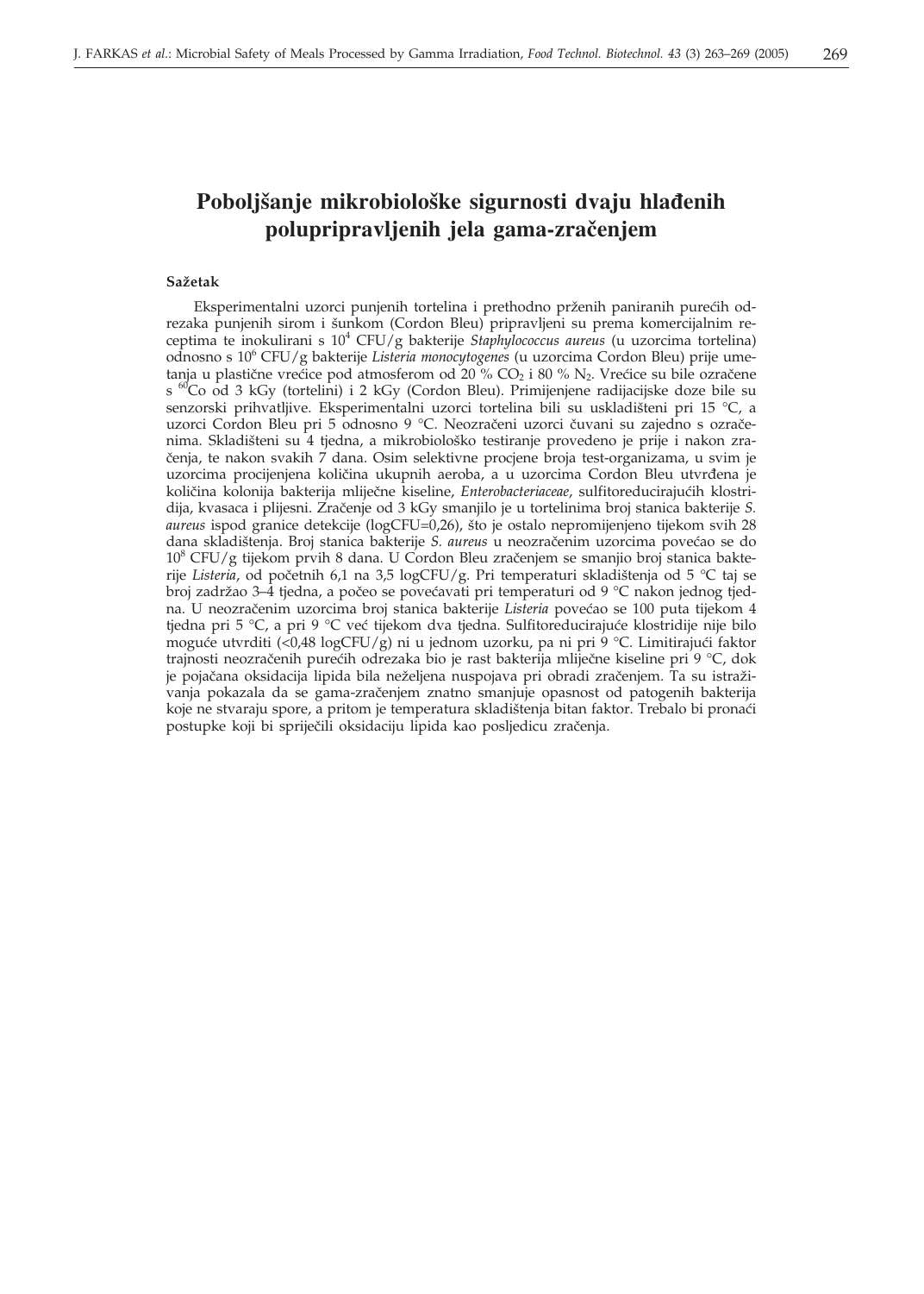# Poboljšanje mikrobiološke sigurnosti dvaju hlađenih polupripravljenih jela gama-zračenjem

### Sažetak

Eksperimentalni uzorci punjenih tortelina i prethodno prženih paniranih purećih odrezaka punjenih sirom i šunkom (Cordon Bleu) pripravljeni su prema komercijalnim receptima te inokulirani s $10^4$ CFU/g bakterije *Staphylococcus aureus* (u uzorcima tortelina) odnosno s $10^6$ CFU/g bakterije *Listeria monocytogenes* (u uzorcima Cordon Bleu) prije umetanja u plastične vrećice pod atmosferom od 20 % $CO_2$ i 80 % $N_2$. Vrećice su bile ozračene s $^{60}Co$ od 3 kGy (tortelini) i 2 kGy (Cordon Bleu). Primijenjene radijacijske doze bile su senzorski prihvatljive. Eksperimentalni uzorci tortelina bili su uskladišteni pri 15 °C, a uzorci Cordon Bleu pri 5 odnosno 9 °C. Neozračeni uzorci čuvani su zajedno s ozračenima. Skladišteni su 4 tjedna, a mikrobiološko testiranje provedeno je prije i nakon zračenja, te nakon svakih 7 dana. Osim selektivne procjene broja test-organizama, u svim je uzorcima procijenjena količina ukupnih aeroba, a u uzorcima Cordon Bleu utvrđena je količina kolonija bakterija mliječne kiseline, *Enterobacteriaceae*, sulfitoreducirajućih klostridija, kvasaca i plijesni. Zračenje od 3 kGy smanjilo je u tortelinima broj stanica bakterije *S. aureus* ispod granice detekcije (logCFU=0,26), što je ostalo nepromijenjeno tijekom svih 28 dana skladištenja. Broj stanica bakterije *S. aureus* u neozračenim uzorcima povećao se do $10^8$ CFU/g tijekom prvih 8 dana. U Cordon Bleu zračenjem se smanjio broj stanica bakterije *Listeria*, od početnih 6,1 na 3,5 logCFU/g. Pri temperaturi skladištenja od 5 °C taj se broj zadržao 3–4 tjedna, a počeo se povećavati pri temperaturi od 9 °C nakon jednog tjedna. U neozračenim uzorcima broj stanica bakterije *Listeria* povećao se 100 puta tijekom 4 tjedna pri 5 °C, a pri 9 °C već tijekom dva tjedna. Sulfitoreducirajuće klostridije nije bilo moguće utvrditi (<0,48 logCFU/g) ni u jednom uzorku, pa ni pri 9 °C. Limitirajući faktor trajnosti neozračenih purećih odrezaka bio je rast bakterija mliječne kiseline pri 9 °C, dok je pojačana oksidacija lipida bila neželjena nuspojava pri obradi zračenjem. Ta su istraživanja pokazala da se gama-zračenjem znatno smanjuje opasnost od patogenih bakterija koje ne stvaraju spore, a pritom je temperatura skladištenja bitan faktor. Trebalo bi pronaći postupke koji bi spriječili oksidaciju lipida kao posljedicu zračenja.